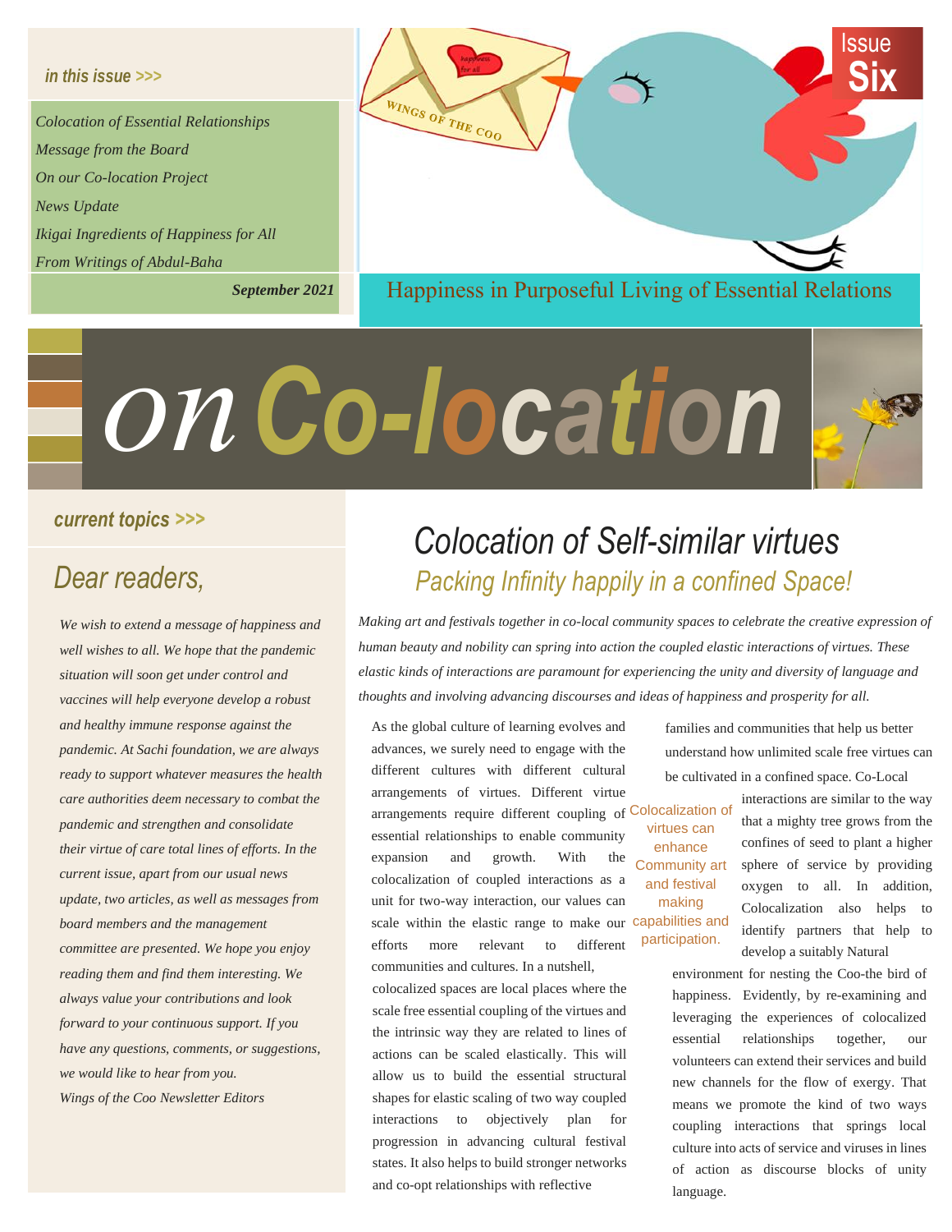*in this issue >>>*

*Colocation of Essential Relationships*
*Message from the Board*
*On our Co-location Project*
*News Update*
*Ikigai Ingredients of Happiness for All*
*From Writings of Abdul-Baha*

***September 2021***

WINGS OF THE COO

happiness for all

Issue **Six**

Happiness in Purposeful Living of Essential Relations

# *on* Co-location

*current topics >>>*

## *Dear readers,*

*We wish to extend a message of happiness and well wishes to all. We hope that the pandemic situation will soon get under control and vaccines will help everyone develop a robust and healthy immune response against the pandemic. At Sachi foundation, we are always ready to support whatever measures the health care authorities deem necessary to combat the pandemic and strengthen and consolidate their virtue of care total lines of efforts. In the current issue, apart from our usual news update, two articles, as well as messages from board members and the management committee are presented. We hope you enjoy reading them and find them interesting. We always value your contributions and look forward to your continuous support. If you have any questions, comments, or suggestions, we would like to hear from you.*
*Wings of the Coo Newsletter Editors*

## *Colocation of Self-similar virtues*

### *Packing Infinity happily in a confined Space!*

*Making art and festivals together in co-local community spaces to celebrate the creative expression of human beauty and nobility can spring into action the coupled elastic interactions of virtues. These elastic kinds of interactions are paramount for experiencing the unity and diversity of language and thoughts and involving advancing discourses and ideas of happiness and prosperity for all.*

As the global culture of learning evolves and advances, we surely need to engage with the different cultures with different cultural arrangements of virtues. Different virtue arrangements require different coupling of essential relationships to enable community expansion and growth. With the colocalization of coupled interactions as a unit for two-way interaction, our values can scale within the elastic range to make our efforts more relevant to different communities and cultures. In a nutshell, colocalized spaces are local places where the scale free essential coupling of the virtues and the intrinsic way they are related to lines of actions can be scaled elastically. This will allow us to build the essential structural shapes for elastic scaling of two way coupled interactions to objectively plan for progression in advancing cultural festival states. It also helps to build stronger networks and co-opt relationships with reflective families and communities that help us better understand how unlimited scale free virtues can be cultivated in a confined space. Co-Local interactions are similar to the way that a mighty tree grows from the confines of seed to plant a higher sphere of service by providing oxygen to all. In addition, Colocalization also helps to identify partners that help to develop a suitably Natural environment for nesting the Coo-the bird of happiness. Evidently, by re-examining and leveraging the experiences of colocalized essential relationships together, our volunteers can extend their services and build new channels for the flow of exergy. That means we promote the kind of two ways coupling interactions that springs local culture into acts of service and viruses in lines of action as discourse blocks of unity language.

Colocalization of virtues can enhance Community art and festival making capabilities and participation.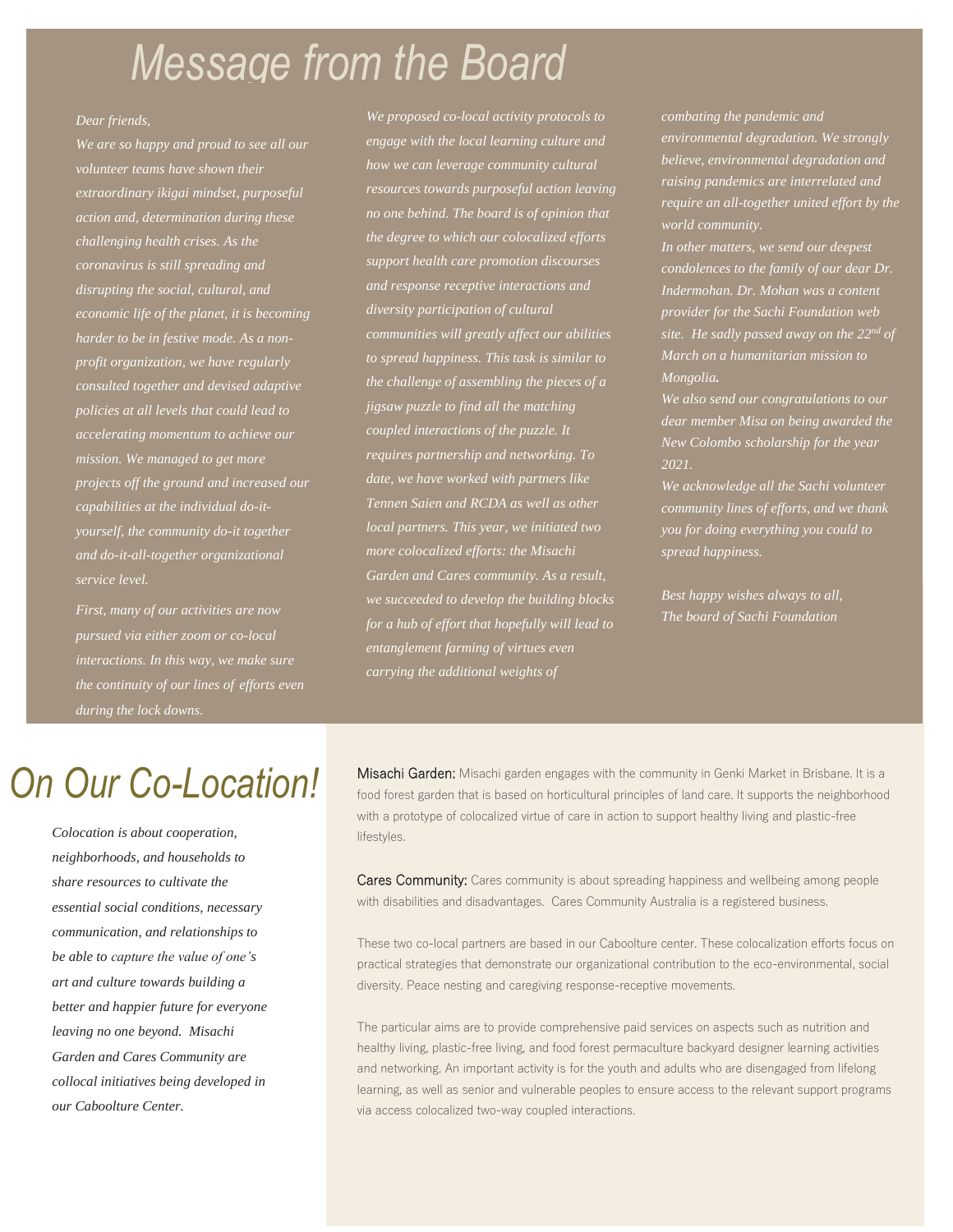# Message from the Board

*Dear friends,*

*We are so happy and proud to see all our volunteer teams have shown their extraordinary ikigai mindset, purposeful action and, determination during these challenging health crises. As the coronavirus is still spreading and disrupting the social, cultural, and economic life of the planet, it is becoming harder to be in festive mode. As a non-profit organization, we have regularly consulted together and devised adaptive policies at all levels that could lead to accelerating momentum to achieve our mission. We managed to get more projects off the ground and increased our capabilities at the individual do-it-yourself, the community do-it together and do-it-all-together organizational service level.*

*First, many of our activities are now pursued via either zoom or co-local interactions. In this way, we make sure the continuity of our lines of efforts even during the lock downs.*

*We proposed co-local activity protocols to engage with the local learning culture and how we can leverage community cultural resources towards purposeful action leaving no one behind. The board is of opinion that the degree to which our colocalized efforts support health care promotion discourses and response receptive interactions and diversity participation of cultural communities will greatly affect our abilities to spread happiness. This task is similar to the challenge of assembling the pieces of a jigsaw puzzle to find all the matching coupled interactions of the puzzle. It requires partnership and networking. To date, we have worked with partners like Tennen Saien and RCDA as well as other local partners. This year, we initiated two more colocalized efforts: the Misachi Garden and Cares community. As a result, we succeeded to develop the building blocks for a hub of effort that hopefully will lead to entanglement farming of virtues even carrying the additional weights of combating the pandemic and environmental degradation. We strongly believe, environmental degradation and raising pandemics are interrelated and require an all-together united effort by the world community.*

*In other matters, we send our deepest condolences to the family of our dear Dr. Indermohan. Dr. Mohan was a content provider for the Sachi Foundation web site. He sadly passed away on the 22nd of March on a humanitarian mission to Mongolia.*

*We also send our congratulations to our dear member Misa on being awarded the New Colombo scholarship for the year 2021.*

*We acknowledge all the Sachi volunteer community lines of efforts, and we thank you for doing everything you could to spread happiness.*

*Best happy wishes always to all,*
*The board of Sachi Foundation*

# On Our Co-Location!

*Colocation is about cooperation, neighborhoods, and households to share resources to cultivate the essential social conditions, necessary communication, and relationships to be able to capture the value of one's art and culture towards building a better and happier future for everyone leaving no one beyond. Misachi Garden and Cares Community are collocal initiatives being developed in our Caboolture Center.*

Misachi Garden: Misachi garden engages with the community in Genki Market in Brisbane. It is a food forest garden that is based on horticultural principles of land care. It supports the neighborhood with a prototype of colocalized virtue of care in action to support healthy living and plastic-free lifestyles.

Cares Community: Cares community is about spreading happiness and wellbeing among people with disabilities and disadvantages. Cares Community Australia is a registered business.

These two co-local partners are based in our Caboolture center. These colocalization efforts focus on practical strategies that demonstrate our organizational contribution to the eco-environmental, social diversity. Peace nesting and caregiving response-receptive movements.

The particular aims are to provide comprehensive paid services on aspects such as nutrition and healthy living, plastic-free living, and food forest permaculture backyard designer learning activities and networking. An important activity is for the youth and adults who are disengaged from lifelong learning, as well as senior and vulnerable peoples to ensure access to the relevant support programs via access colocalized two-way coupled interactions.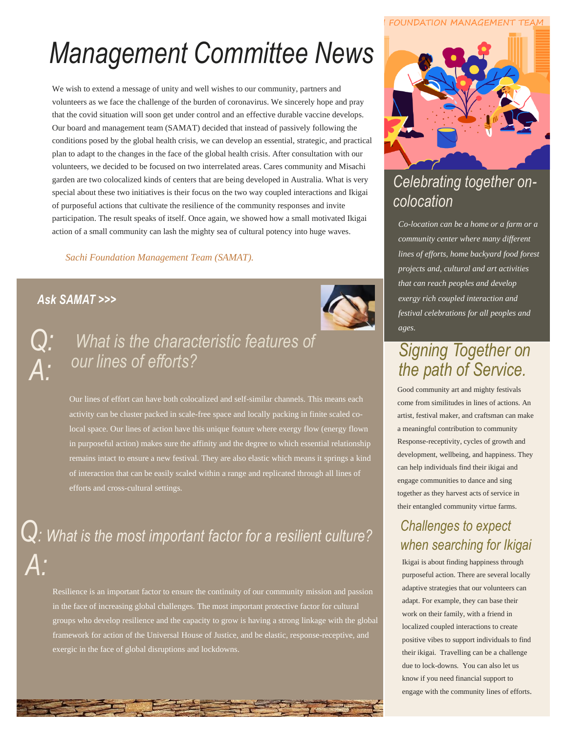# Management Committee News

We wish to extend a message of unity and well wishes to our community, partners and volunteers as we face the challenge of the burden of coronavirus. We sincerely hope and pray that the covid situation will soon get under control and an effective durable vaccine develops. Our board and management team (SAMAT) decided that instead of passively following the conditions posed by the global health crisis, we can develop an essential, strategic, and practical plan to adapt to the changes in the face of the global health crisis. After consultation with our volunteers, we decided to be focused on two interrelated areas. Cares community and Misachi garden are two colocalized kinds of centers that are being developed in Australia. What is very special about these two initiatives is their focus on the two way coupled interactions and Ikigai of purposeful actions that cultivate the resilience of the community responses and invite participation. The result speaks of itself. Once again, we showed how a small motivated Ikigai action of a small community can lash the mighty sea of cultural potency into huge waves.

*Sachi Foundation Management Team (SAMAT).*

## Ask SAMAT >>>

### Q: What is the characteristic features of our lines of efforts?

**A:**

Our lines of effort can have both colocalized and self-similar channels. This means each activity can be cluster packed in scale-free space and locally packing in finite scaled co-local space. Our lines of action have this unique feature where exergy flow (energy flown in purposeful action) makes sure the affinity and the degree to which essential relationship remains intact to ensure a new festival. They are also elastic which means it springs a kind of interaction that can be easily scaled within a range and replicated through all lines of efforts and cross-cultural settings.

### Q: What is the most important factor for a resilient culture?

**A:**

Resilience is an important factor to ensure the continuity of our community mission and passion in the face of increasing global challenges. The most important protective factor for cultural groups who develop resilience and the capacity to grow is having a strong linkage with the global framework for action of the Universal House of Justice, and be elastic, response-receptive, and exergic in the face of global disruptions and lockdowns.

FOUNDATION MANAGEMENT TEAM

## Celebrating together on-colocation

*Co-location can be a home or a farm or a community center where many different lines of efforts, home backyard food forest projects and, cultural and art activities that can reach peoples and develop exergy rich coupled interaction and festival celebrations for all peoples and ages.*

## Signing Together on the path of Service.

Good community art and mighty festivals come from similitudes in lines of actions. An artist, festival maker, and craftsman can make a meaningful contribution to community Response-receptivity, cycles of growth and development, wellbeing, and happiness. They can help individuals find their ikigai and engage communities to dance and sing together as they harvest acts of service in their entangled community virtue farms.

## Challenges to expect when searching for Ikigai

Ikigai is about finding happiness through purposeful action. There are several locally adaptive strategies that our volunteers can adapt. For example, they can base their work on their family, with a friend in localized coupled interactions to create positive vibes to support individuals to find their ikigai. Travelling can be a challenge due to lock-downs. You can also let us know if you need financial support to engage with the community lines of efforts.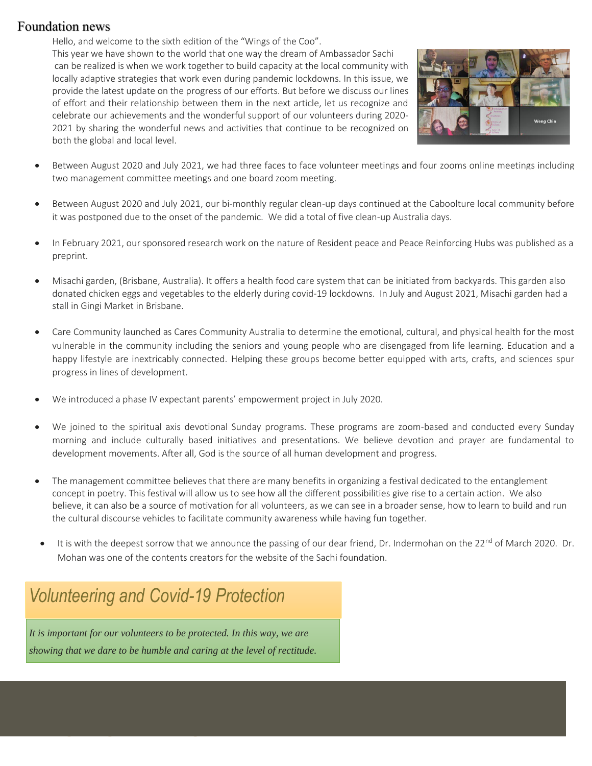## Foundation news

Hello, and welcome to the sixth edition of the "Wings of the Coo".

This year we have shown to the world that one way the dream of Ambassador Sachi can be realized is when we work together to build capacity at the local community with locally adaptive strategies that work even during pandemic lockdowns. In this issue, we provide the latest update on the progress of our efforts. But before we discuss our lines of effort and their relationship between them in the next article, let us recognize and celebrate our achievements and the wonderful support of our volunteers during 2020-2021 by sharing the wonderful news and activities that continue to be recognized on both the global and local level.

- Between August 2020 and July 2021, we had three faces to face volunteer meetings and four zooms online meetings including two management committee meetings and one board zoom meeting.
- Between August 2020 and July 2021, our bi-monthly regular clean-up days continued at the Caboolture local community before it was postponed due to the onset of the pandemic. We did a total of five clean-up Australia days.
- In February 2021, our sponsored research work on the nature of Resident peace and Peace Reinforcing Hubs was published as a preprint.
- Misachi garden, (Brisbane, Australia). It offers a health food care system that can be initiated from backyards. This garden also donated chicken eggs and vegetables to the elderly during covid-19 lockdowns. In July and August 2021, Misachi garden had a stall in Gingi Market in Brisbane.
- Care Community launched as Cares Community Australia to determine the emotional, cultural, and physical health for the most vulnerable in the community including the seniors and young people who are disengaged from life learning. Education and a happy lifestyle are inextricably connected. Helping these groups become better equipped with arts, crafts, and sciences spur progress in lines of development.
- We introduced a phase IV expectant parents' empowerment project in July 2020.
- We joined to the spiritual axis devotional Sunday programs. These programs are zoom-based and conducted every Sunday morning and include culturally based initiatives and presentations. We believe devotion and prayer are fundamental to development movements. After all, God is the source of all human development and progress.
- The management committee believes that there are many benefits in organizing a festival dedicated to the entanglement concept in poetry. This festival will allow us to see how all the different possibilities give rise to a certain action. We also believe, it can also be a source of motivation for all volunteers, as we can see in a broader sense, how to learn to build and run the cultural discourse vehicles to facilitate community awareness while having fun together.
- It is with the deepest sorrow that we announce the passing of our dear friend, Dr. Indermohan on the 22nd of March 2020. Dr. Mohan was one of the contents creators for the website of the Sachi foundation.

## *Volunteering and Covid-19 Protection*

*It is important for our volunteers to be protected. In this way, we are showing that we dare to be humble and caring at the level of rectitude.*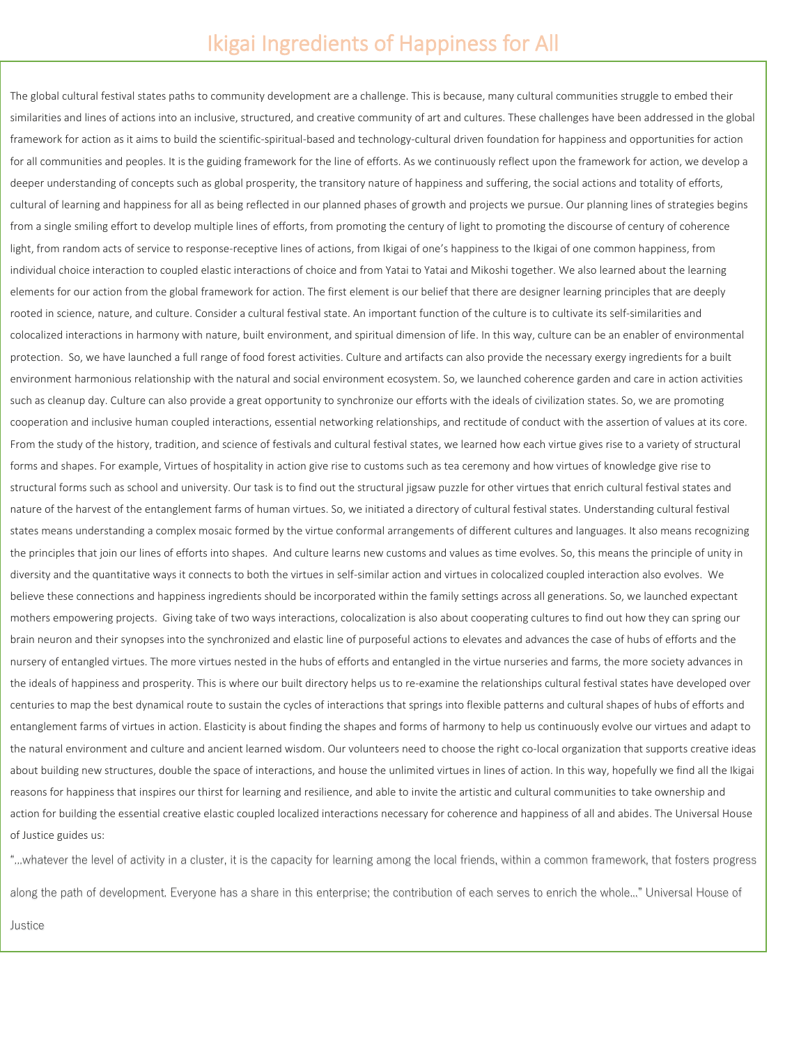# Ikigai Ingredients of Happiness for All

The global cultural festival states paths to community development are a challenge. This is because, many cultural communities struggle to embed their similarities and lines of actions into an inclusive, structured, and creative community of art and cultures. These challenges have been addressed in the global framework for action as it aims to build the scientific-spiritual-based and technology-cultural driven foundation for happiness and opportunities for action for all communities and peoples. It is the guiding framework for the line of efforts. As we continuously reflect upon the framework for action, we develop a deeper understanding of concepts such as global prosperity, the transitory nature of happiness and suffering, the social actions and totality of efforts, cultural of learning and happiness for all as being reflected in our planned phases of growth and projects we pursue. Our planning lines of strategies begins from a single smiling effort to develop multiple lines of efforts, from promoting the century of light to promoting the discourse of century of coherence light, from random acts of service to response-receptive lines of actions, from Ikigai of one's happiness to the Ikigai of one common happiness, from individual choice interaction to coupled elastic interactions of choice and from Yatai to Yatai and Mikoshi together. We also learned about the learning elements for our action from the global framework for action. The first element is our belief that there are designer learning principles that are deeply rooted in science, nature, and culture. Consider a cultural festival state. An important function of the culture is to cultivate its self-similarities and colocalized interactions in harmony with nature, built environment, and spiritual dimension of life. In this way, culture can be an enabler of environmental protection. So, we have launched a full range of food forest activities. Culture and artifacts can also provide the necessary exergy ingredients for a built environment harmonious relationship with the natural and social environment ecosystem. So, we launched coherence garden and care in action activities such as cleanup day. Culture can also provide a great opportunity to synchronize our efforts with the ideals of civilization states. So, we are promoting cooperation and inclusive human coupled interactions, essential networking relationships, and rectitude of conduct with the assertion of values at its core. From the study of the history, tradition, and science of festivals and cultural festival states, we learned how each virtue gives rise to a variety of structural forms and shapes. For example, Virtues of hospitality in action give rise to customs such as tea ceremony and how virtues of knowledge give rise to structural forms such as school and university. Our task is to find out the structural jigsaw puzzle for other virtues that enrich cultural festival states and nature of the harvest of the entanglement farms of human virtues. So, we initiated a directory of cultural festival states. Understanding cultural festival states means understanding a complex mosaic formed by the virtue conformal arrangements of different cultures and languages. It also means recognizing the principles that join our lines of efforts into shapes. And culture learns new customs and values as time evolves. So, this means the principle of unity in diversity and the quantitative ways it connects to both the virtues in self-similar action and virtues in colocalized coupled interaction also evolves. We believe these connections and happiness ingredients should be incorporated within the family settings across all generations. So, we launched expectant mothers empowering projects. Giving take of two ways interactions, colocalization is also about cooperating cultures to find out how they can spring our brain neuron and their synopses into the synchronized and elastic line of purposeful actions to elevates and advances the case of hubs of efforts and the nursery of entangled virtues. The more virtues nested in the hubs of efforts and entangled in the virtue nurseries and farms, the more society advances in the ideals of happiness and prosperity. This is where our built directory helps us to re-examine the relationships cultural festival states have developed over centuries to map the best dynamical route to sustain the cycles of interactions that springs into flexible patterns and cultural shapes of hubs of efforts and entanglement farms of virtues in action. Elasticity is about finding the shapes and forms of harmony to help us continuously evolve our virtues and adapt to the natural environment and culture and ancient learned wisdom. Our volunteers need to choose the right co-local organization that supports creative ideas about building new structures, double the space of interactions, and house the unlimited virtues in lines of action. In this way, hopefully we find all the Ikigai reasons for happiness that inspires our thirst for learning and resilience, and able to invite the artistic and cultural communities to take ownership and action for building the essential creative elastic coupled localized interactions necessary for coherence and happiness of all and abides. The Universal House of Justice guides us:

"...whatever the level of activity in a cluster, it is the capacity for learning among the local friends, within a common framework, that fosters progress along the path of development. Everyone has a share in this enterprise; the contribution of each serves to enrich the whole..." Universal House of Justice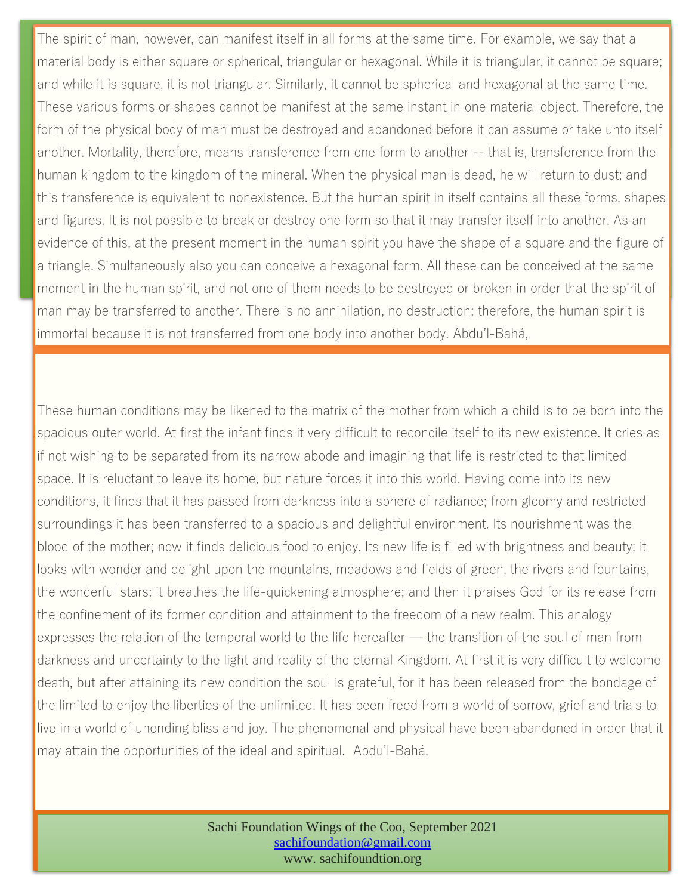The spirit of man, however, can manifest itself in all forms at the same time. For example, we say that a material body is either square or spherical, triangular or hexagonal. While it is triangular, it cannot be square; and while it is square, it is not triangular. Similarly, it cannot be spherical and hexagonal at the same time. These various forms or shapes cannot be manifest at the same instant in one material object. Therefore, the form of the physical body of man must be destroyed and abandoned before it can assume or take unto itself another. Mortality, therefore, means transference from one form to another -- that is, transference from the human kingdom to the kingdom of the mineral. When the physical man is dead, he will return to dust; and this transference is equivalent to nonexistence. But the human spirit in itself contains all these forms, shapes and figures. It is not possible to break or destroy one form so that it may transfer itself into another. As an evidence of this, at the present moment in the human spirit you have the shape of a square and the figure of a triangle. Simultaneously also you can conceive a hexagonal form. All these can be conceived at the same moment in the human spirit, and not one of them needs to be destroyed or broken in order that the spirit of man may be transferred to another. There is no annihilation, no destruction; therefore, the human spirit is immortal because it is not transferred from one body into another body. Abdu'l-Bahá,

These human conditions may be likened to the matrix of the mother from which a child is to be born into the spacious outer world. At first the infant finds it very difficult to reconcile itself to its new existence. It cries as if not wishing to be separated from its narrow abode and imagining that life is restricted to that limited space. It is reluctant to leave its home, but nature forces it into this world. Having come into its new conditions, it finds that it has passed from darkness into a sphere of radiance; from gloomy and restricted surroundings it has been transferred to a spacious and delightful environment. Its nourishment was the blood of the mother; now it finds delicious food to enjoy. Its new life is filled with brightness and beauty; it looks with wonder and delight upon the mountains, meadows and fields of green, the rivers and fountains, the wonderful stars; it breathes the life-quickening atmosphere; and then it praises God for its release from the confinement of its former condition and attainment to the freedom of a new realm. This analogy expresses the relation of the temporal world to the life hereafter — the transition of the soul of man from darkness and uncertainty to the light and reality of the eternal Kingdom. At first it is very difficult to welcome death, but after attaining its new condition the soul is grateful, for it has been released from the bondage of the limited to enjoy the liberties of the unlimited. It has been freed from a world of sorrow, grief and trials to live in a world of unending bliss and joy. The phenomenal and physical have been abandoned in order that it may attain the opportunities of the ideal and spiritual. Abdu'l-Bahá,

Sachi Foundation Wings of the Coo, September 2021
sachifoundation@gmail.com
www. sachifoundtion.org